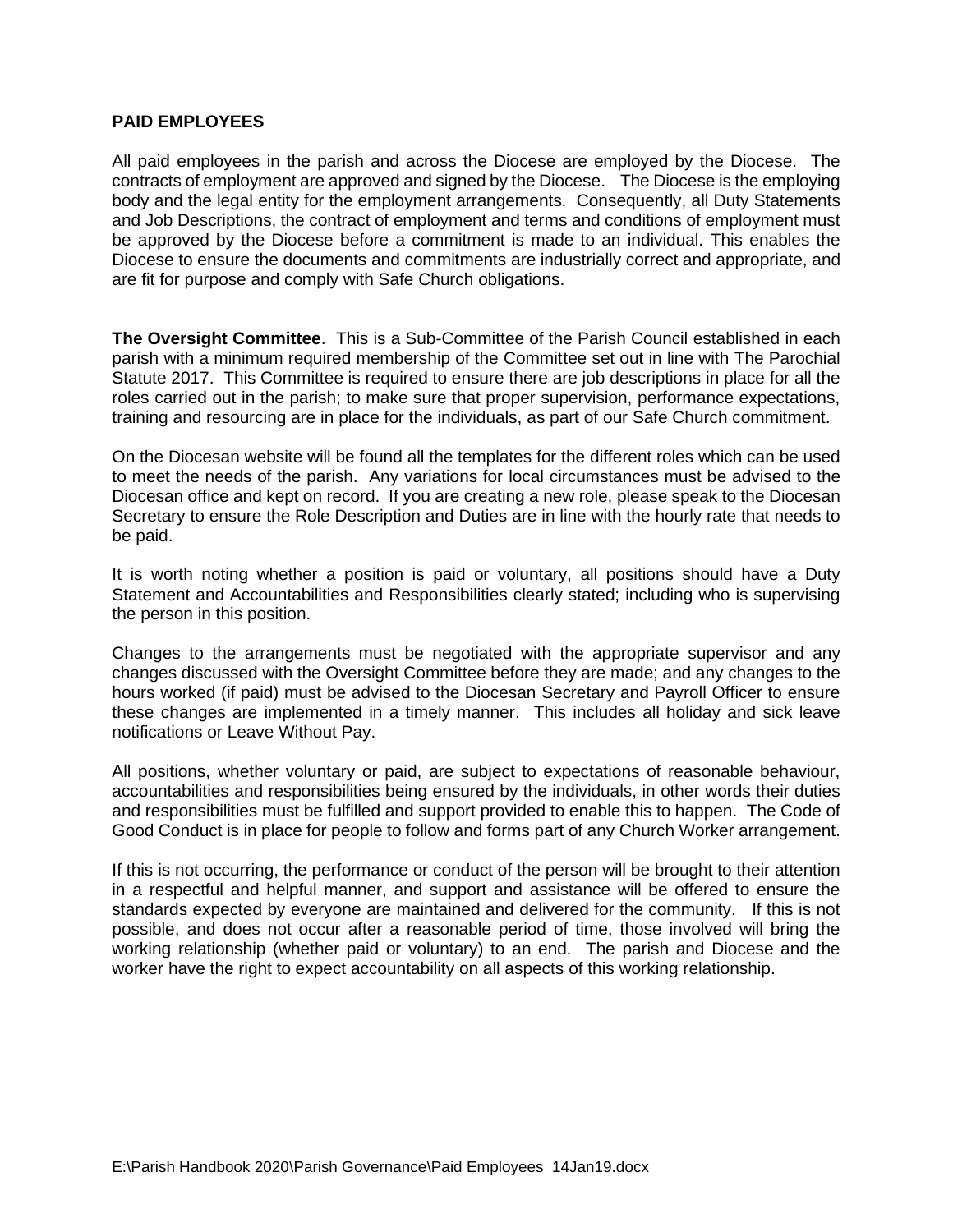## PAID EMPLOYEES

All paid employees in the parish and across the Diocese are employed by the Diocese. The contracts of employment are approved and signed by the Diocese. The Diocese is the employing body and the legal entity for the employment arrangements. Consequently, all Duty Statements and Job Descriptions, the contract of employment and terms and conditions of employment must be approved by the Diocese before a commitment is made to an individual. This enables the Diocese to ensure the documents and commitments are industrially correct and appropriate, and are fit for purpose and comply with Safe Church obligations.

**The Oversight Committee**. This is a Sub-Committee of the Parish Council established in each parish with a minimum required membership of the Committee set out in line with The Parochial Statute 2017. This Committee is required to ensure there are job descriptions in place for all the roles carried out in the parish; to make sure that proper supervision, performance expectations, training and resourcing are in place for the individuals, as part of our Safe Church commitment.

On the Diocesan website will be found all the templates for the different roles which can be used to meet the needs of the parish. Any variations for local circumstances must be advised to the Diocesan office and kept on record. If you are creating a new role, please speak to the Diocesan Secretary to ensure the Role Description and Duties are in line with the hourly rate that needs to be paid.

It is worth noting whether a position is paid or voluntary, all positions should have a Duty Statement and Accountabilities and Responsibilities clearly stated; including who is supervising the person in this position.

Changes to the arrangements must be negotiated with the appropriate supervisor and any changes discussed with the Oversight Committee before they are made; and any changes to the hours worked (if paid) must be advised to the Diocesan Secretary and Payroll Officer to ensure these changes are implemented in a timely manner. This includes all holiday and sick leave notifications or Leave Without Pay.

All positions, whether voluntary or paid, are subject to expectations of reasonable behaviour, accountabilities and responsibilities being ensured by the individuals, in other words their duties and responsibilities must be fulfilled and support provided to enable this to happen. The Code of Good Conduct is in place for people to follow and forms part of any Church Worker arrangement.

If this is not occurring, the performance or conduct of the person will be brought to their attention in a respectful and helpful manner, and support and assistance will be offered to ensure the standards expected by everyone are maintained and delivered for the community. If this is not possible, and does not occur after a reasonable period of time, those involved will bring the working relationship (whether paid or voluntary) to an end. The parish and Diocese and the worker have the right to expect accountability on all aspects of this working relationship.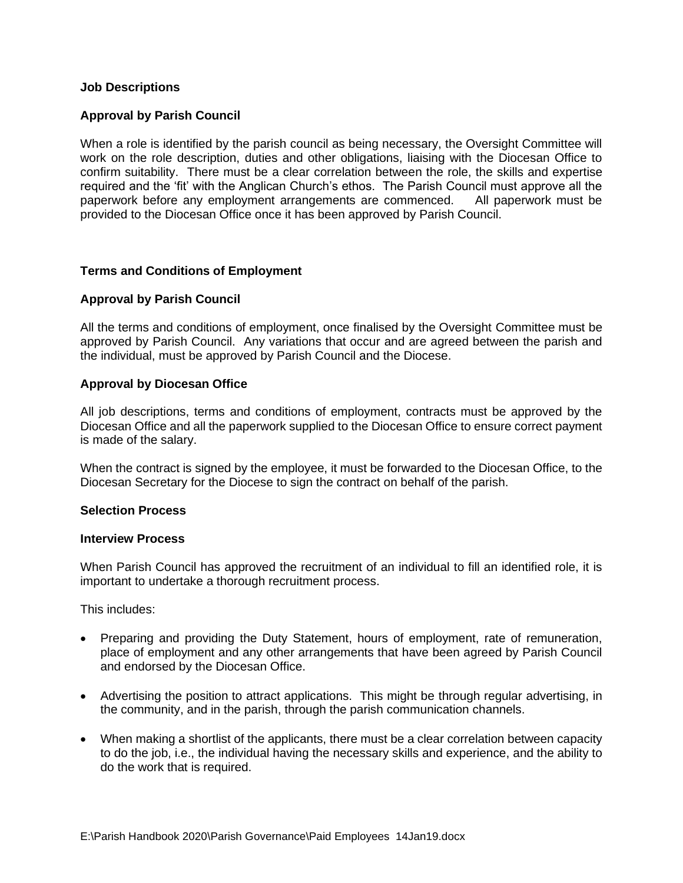**Job Descriptions**

**Approval by Parish Council**

When a role is identified by the parish council as being necessary, the Oversight Committee will work on the role description, duties and other obligations, liaising with the Diocesan Office to confirm suitability. There must be a clear correlation between the role, the skills and expertise required and the 'fit' with the Anglican Church's ethos. The Parish Council must approve all the paperwork before any employment arrangements are commenced. All paperwork must be provided to the Diocesan Office once it has been approved by Parish Council.

**Terms and Conditions of Employment**

**Approval by Parish Council**

All the terms and conditions of employment, once finalised by the Oversight Committee must be approved by Parish Council. Any variations that occur and are agreed between the parish and the individual, must be approved by Parish Council and the Diocese.

**Approval by Diocesan Office**

All job descriptions, terms and conditions of employment, contracts must be approved by the Diocesan Office and all the paperwork supplied to the Diocesan Office to ensure correct payment is made of the salary.

When the contract is signed by the employee, it must be forwarded to the Diocesan Office, to the Diocesan Secretary for the Diocese to sign the contract on behalf of the parish.

**Selection Process**

**Interview Process**

When Parish Council has approved the recruitment of an individual to fill an identified role, it is important to undertake a thorough recruitment process.

This includes:

- Preparing and providing the Duty Statement, hours of employment, rate of remuneration, place of employment and any other arrangements that have been agreed by Parish Council and endorsed by the Diocesan Office.
- Advertising the position to attract applications. This might be through regular advertising, in the community, and in the parish, through the parish communication channels.
- When making a shortlist of the applicants, there must be a clear correlation between capacity to do the job, i.e., the individual having the necessary skills and experience, and the ability to do the work that is required.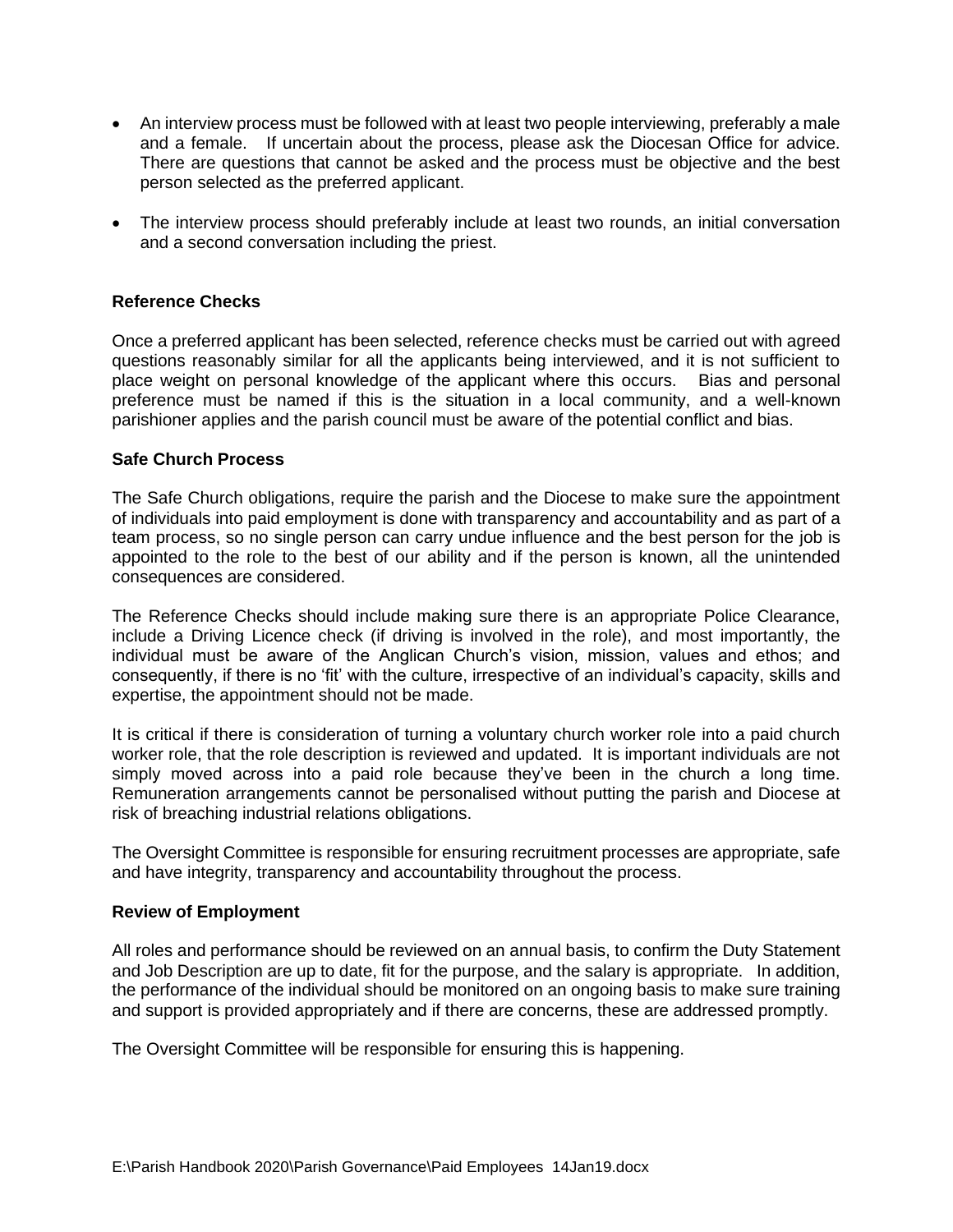- An interview process must be followed with at least two people interviewing, preferably a male and a female. If uncertain about the process, please ask the Diocesan Office for advice. There are questions that cannot be asked and the process must be objective and the best person selected as the preferred applicant.
- The interview process should preferably include at least two rounds, an initial conversation and a second conversation including the priest.

**Reference Checks**

Once a preferred applicant has been selected, reference checks must be carried out with agreed questions reasonably similar for all the applicants being interviewed, and it is not sufficient to place weight on personal knowledge of the applicant where this occurs. Bias and personal preference must be named if this is the situation in a local community, and a well-known parishioner applies and the parish council must be aware of the potential conflict and bias.

**Safe Church Process**

The Safe Church obligations, require the parish and the Diocese to make sure the appointment of individuals into paid employment is done with transparency and accountability and as part of a team process, so no single person can carry undue influence and the best person for the job is appointed to the role to the best of our ability and if the person is known, all the unintended consequences are considered.

The Reference Checks should include making sure there is an appropriate Police Clearance, include a Driving Licence check (if driving is involved in the role), and most importantly, the individual must be aware of the Anglican Church's vision, mission, values and ethos; and consequently, if there is no 'fit' with the culture, irrespective of an individual's capacity, skills and expertise, the appointment should not be made.

It is critical if there is consideration of turning a voluntary church worker role into a paid church worker role, that the role description is reviewed and updated. It is important individuals are not simply moved across into a paid role because they've been in the church a long time. Remuneration arrangements cannot be personalised without putting the parish and Diocese at risk of breaching industrial relations obligations.

The Oversight Committee is responsible for ensuring recruitment processes are appropriate, safe and have integrity, transparency and accountability throughout the process.

**Review of Employment**

All roles and performance should be reviewed on an annual basis, to confirm the Duty Statement and Job Description are up to date, fit for the purpose, and the salary is appropriate. In addition, the performance of the individual should be monitored on an ongoing basis to make sure training and support is provided appropriately and if there are concerns, these are addressed promptly.

The Oversight Committee will be responsible for ensuring this is happening.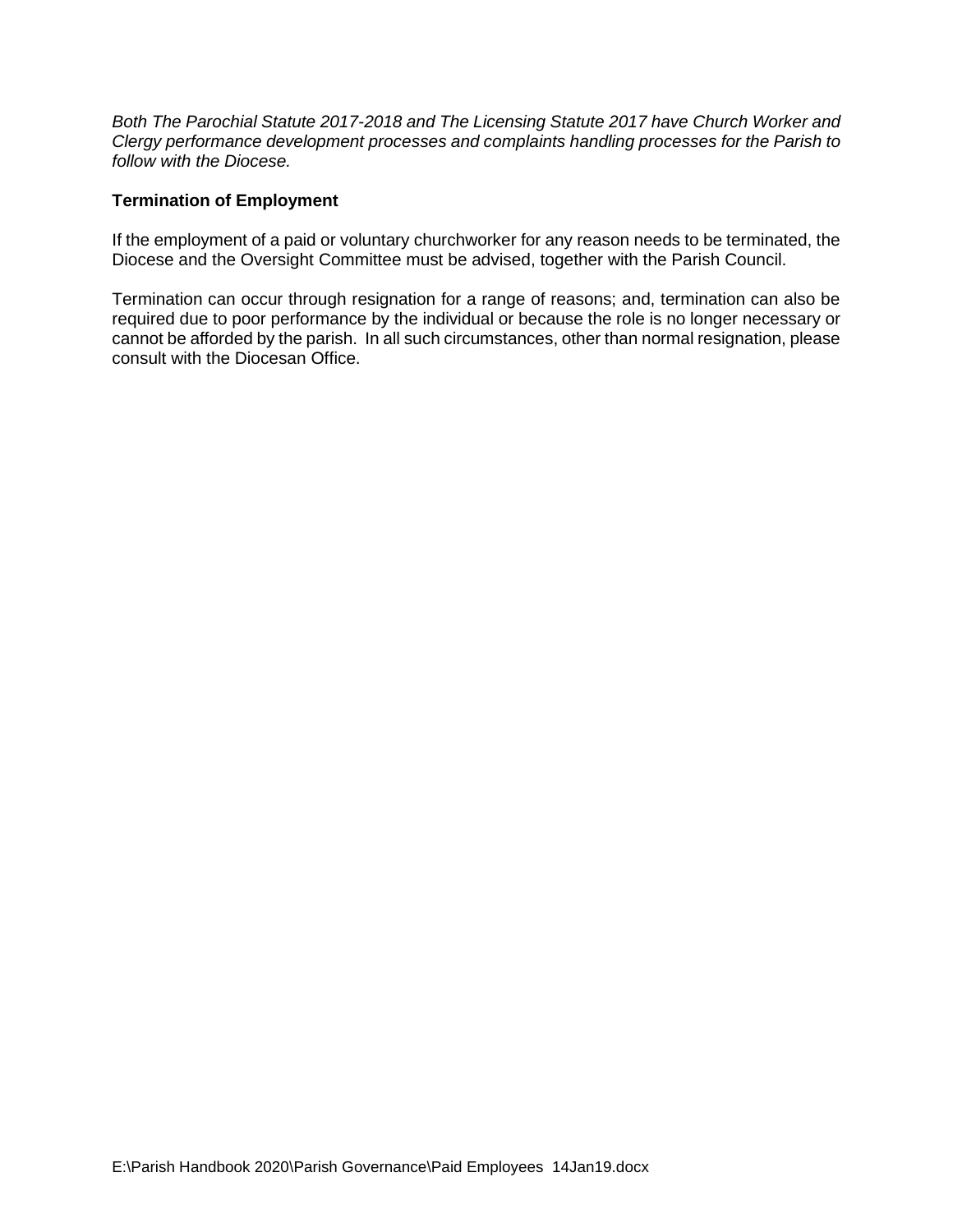*Both The Parochial Statute 2017-2018 and The Licensing Statute 2017 have Church Worker and Clergy performance development processes and complaints handling processes for the Parish to follow with the Diocese.*

**Termination of Employment**

If the employment of a paid or voluntary churchworker for any reason needs to be terminated, the Diocese and the Oversight Committee must be advised, together with the Parish Council.

Termination can occur through resignation for a range of reasons; and, termination can also be required due to poor performance by the individual or because the role is no longer necessary or cannot be afforded by the parish. In all such circumstances, other than normal resignation, please consult with the Diocesan Office.